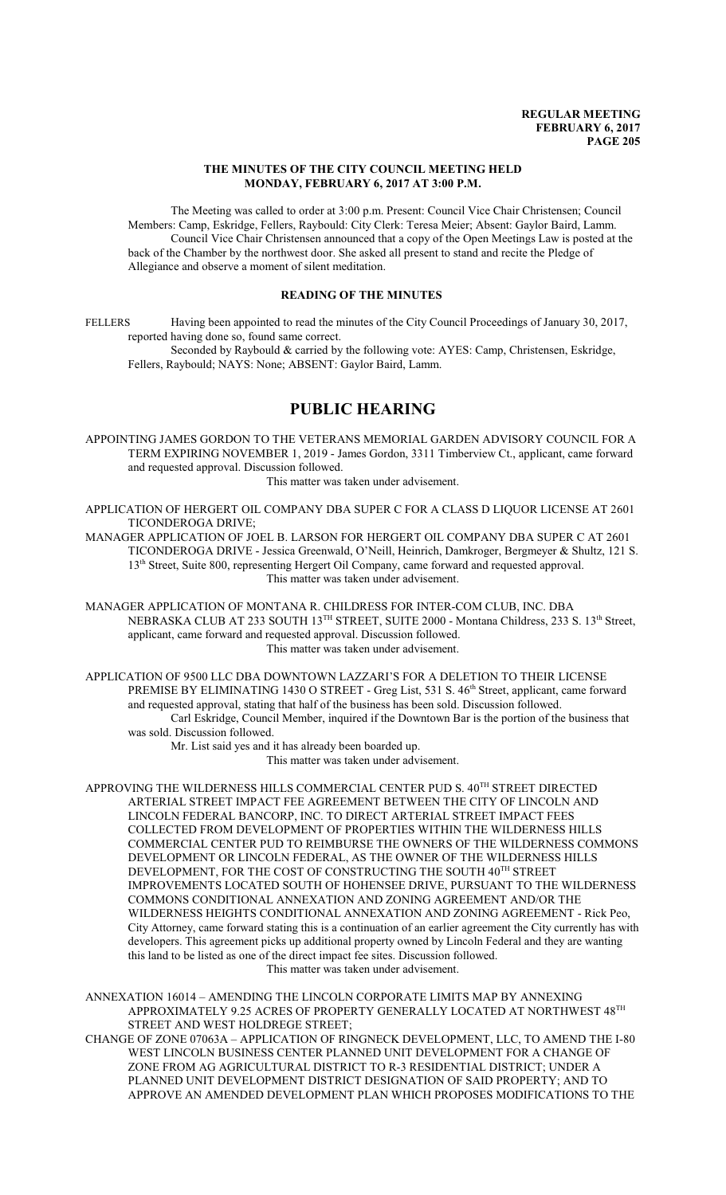**THE MINUTES OF THE CITY COUNCIL MEETING HELD MONDAY, FEBRUARY 6, 2017 AT 3:00 P.M.**

The Meeting was called to order at 3:00 p.m. Present: Council Vice Chair Christensen; Council Members: Camp, Eskridge, Fellers, Raybould: City Clerk: Teresa Meier; Absent: Gaylor Baird, Lamm.

Council Vice Chair Christensen announced that a copy of the Open Meetings Law is posted at the back of the Chamber by the northwest door. She asked all present to stand and recite the Pledge of Allegiance and observe a moment of silent meditation.

## READING OF THE MINUTES

FELLERS Having been appointed to read the minutes of the City Council Proceedings of January 30, 2017, reported having done so, found same correct.

Seconded by Raybould & carried by the following vote: AYES: Camp, Christensen, Eskridge, Fellers, Raybould; NAYS: None; ABSENT: Gaylor Baird, Lamm.

# PUBLIC HEARING

APPOINTING JAMES GORDON TO THE VETERANS MEMORIAL GARDEN ADVISORY COUNCIL FOR A TERM EXPIRING NOVEMBER 1, 2019 - James Gordon, 3311 Timberview Ct., applicant, came forward and requested approval. Discussion followed.

This matter was taken under advisement.

APPLICATION OF HERGERT OIL COMPANY DBA SUPER C FOR A CLASS D LIQUOR LICENSE AT 2601 TICONDEROGA DRIVE;

MANAGER APPLICATION OF JOEL B. LARSON FOR HERGERT OIL COMPANY DBA SUPER C AT 2601 TICONDEROGA DRIVE - Jessica Greenwald, O'Neill, Heinrich, Damkroger, Bergmeyer & Shultz, 121 S. 13th Street, Suite 800, representing Hergert Oil Company, came forward and requested approval.

This matter was taken under advisement.

MANAGER APPLICATION OF MONTANA R. CHILDRESS FOR INTER-COM CLUB, INC. DBA NEBRASKA CLUB AT 233 SOUTH 13TH STREET, SUITE 2000 - Montana Childress, 233 S. 13th Street, applicant, came forward and requested approval. Discussion followed.

This matter was taken under advisement.

APPLICATION OF 9500 LLC DBA DOWNTOWN LAZZARI'S FOR A DELETION TO THEIR LICENSE PREMISE BY ELIMINATING 1430 O STREET - Greg List, 531 S. 46th Street, applicant, came forward and requested approval, stating that half of the business has been sold. Discussion followed.

Carl Eskridge, Council Member, inquired if the Downtown Bar is the portion of the business that was sold. Discussion followed.

Mr. List said yes and it has already been boarded up.

This matter was taken under advisement.

APPROVING THE WILDERNESS HILLS COMMERCIAL CENTER PUD S. 40TH STREET DIRECTED ARTERIAL STREET IMPACT FEE AGREEMENT BETWEEN THE CITY OF LINCOLN AND LINCOLN FEDERAL BANCORP, INC. TO DIRECT ARTERIAL STREET IMPACT FEES COLLECTED FROM DEVELOPMENT OF PROPERTIES WITHIN THE WILDERNESS HILLS COMMERCIAL CENTER PUD TO REIMBURSE THE OWNERS OF THE WILDERNESS COMMONS DEVELOPMENT OR LINCOLN FEDERAL, AS THE OWNER OF THE WILDERNESS HILLS DEVELOPMENT, FOR THE COST OF CONSTRUCTING THE SOUTH 40TH STREET IMPROVEMENTS LOCATED SOUTH OF HOHENSEE DRIVE, PURSUANT TO THE WILDERNESS COMMONS CONDITIONAL ANNEXATION AND ZONING AGREEMENT AND/OR THE WILDERNESS HEIGHTS CONDITIONAL ANNEXATION AND ZONING AGREEMENT - Rick Peo, City Attorney, came forward stating this is a continuation of an earlier agreement the City currently has with developers. This agreement picks up additional property owned by Lincoln Federal and they are wanting this land to be listed as one of the direct impact fee sites. Discussion followed.

This matter was taken under advisement.

ANNEXATION 16014 – AMENDING THE LINCOLN CORPORATE LIMITS MAP BY ANNEXING APPROXIMATELY 9.25 ACRES OF PROPERTY GENERALLY LOCATED AT NORTHWEST 48TH STREET AND WEST HOLDREGE STREET;

CHANGE OF ZONE 07063A – APPLICATION OF RINGNECK DEVELOPMENT, LLC, TO AMEND THE I-80 WEST LINCOLN BUSINESS CENTER PLANNED UNIT DEVELOPMENT FOR A CHANGE OF ZONE FROM AG AGRICULTURAL DISTRICT TO R-3 RESIDENTIAL DISTRICT; UNDER A PLANNED UNIT DEVELOPMENT DISTRICT DESIGNATION OF SAID PROPERTY; AND TO APPROVE AN AMENDED DEVELOPMENT PLAN WHICH PROPOSES MODIFICATIONS TO THE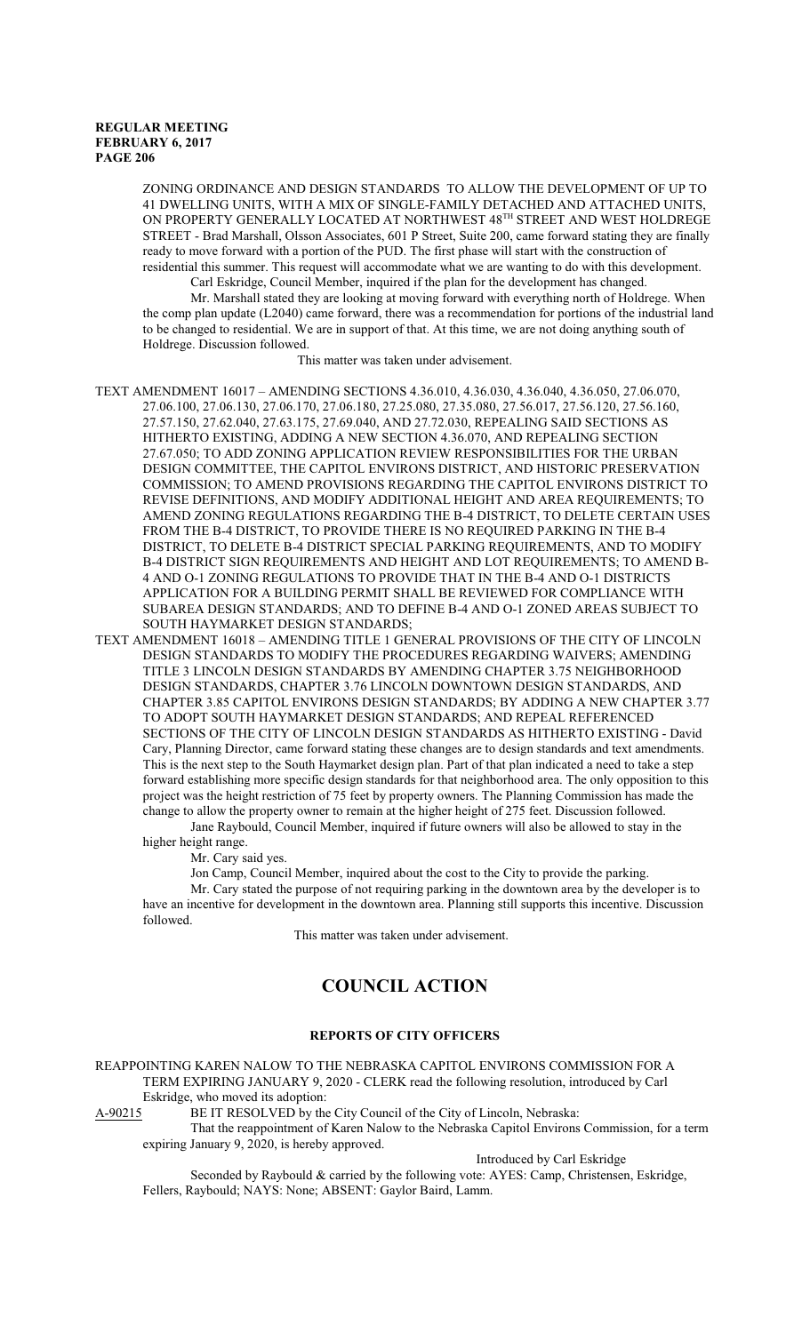ZONING ORDINANCE AND DESIGN STANDARDS TO ALLOW THE DEVELOPMENT OF UP TO 41 DWELLING UNITS, WITH A MIX OF SINGLE-FAMILY DETACHED AND ATTACHED UNITS, ON PROPERTY GENERALLY LOCATED AT NORTHWEST 48TH STREET AND WEST HOLDREGE STREET - Brad Marshall, Olsson Associates, 601 P Street, Suite 200, came forward stating they are finally ready to move forward with a portion of the PUD. The first phase will start with the construction of residential this summer. This request will accommodate what we are wanting to do with this development.

Carl Eskridge, Council Member, inquired if the plan for the development has changed.

Mr. Marshall stated they are looking at moving forward with everything north of Holdrege. When the comp plan update (L2040) came forward, there was a recommendation for portions of the industrial land to be changed to residential. We are in support of that. At this time, we are not doing anything south of Holdrege. Discussion followed.

This matter was taken under advisement.

TEXT AMENDMENT 16017 – AMENDING SECTIONS 4.36.010, 4.36.030, 4.36.040, 4.36.050, 27.06.070, 27.06.100, 27.06.130, 27.06.170, 27.06.180, 27.25.080, 27.35.080, 27.56.017, 27.56.120, 27.56.160, 27.57.150, 27.62.040, 27.63.175, 27.69.040, AND 27.72.030, REPEALING SAID SECTIONS AS HITHERTO EXISTING, ADDING A NEW SECTION 4.36.070, AND REPEALING SECTION 27.67.050; TO ADD ZONING APPLICATION REVIEW RESPONSIBILITIES FOR THE URBAN DESIGN COMMITTEE, THE CAPITOL ENVIRONS DISTRICT, AND HISTORIC PRESERVATION COMMISSION; TO AMEND PROVISIONS REGARDING THE CAPITOL ENVIRONS DISTRICT TO REVISE DEFINITIONS, AND MODIFY ADDITIONAL HEIGHT AND AREA REQUIREMENTS; TO AMEND ZONING REGULATIONS REGARDING THE B-4 DISTRICT, TO DELETE CERTAIN USES FROM THE B-4 DISTRICT, TO PROVIDE THERE IS NO REQUIRED PARKING IN THE B-4 DISTRICT, TO DELETE B-4 DISTRICT SPECIAL PARKING REQUIREMENTS, AND TO MODIFY B-4 DISTRICT SIGN REQUIREMENTS AND HEIGHT AND LOT REQUIREMENTS; TO AMEND B-4 AND O-1 ZONING REGULATIONS TO PROVIDE THAT IN THE B-4 AND O-1 DISTRICTS APPLICATION FOR A BUILDING PERMIT SHALL BE REVIEWED FOR COMPLIANCE WITH SUBAREA DESIGN STANDARDS; AND TO DEFINE B-4 AND O-1 ZONED AREAS SUBJECT TO SOUTH HAYMARKET DESIGN STANDARDS;

TEXT AMENDMENT 16018 – AMENDING TITLE 1 GENERAL PROVISIONS OF THE CITY OF LINCOLN DESIGN STANDARDS TO MODIFY THE PROCEDURES REGARDING WAIVERS; AMENDING TITLE 3 LINCOLN DESIGN STANDARDS BY AMENDING CHAPTER 3.75 NEIGHBORHOOD DESIGN STANDARDS, CHAPTER 3.76 LINCOLN DOWNTOWN DESIGN STANDARDS, AND CHAPTER 3.85 CAPITOL ENVIRONS DESIGN STANDARDS; BY ADDING A NEW CHAPTER 3.77 TO ADOPT SOUTH HAYMARKET DESIGN STANDARDS; AND REPEAL REFERENCED SECTIONS OF THE CITY OF LINCOLN DESIGN STANDARDS AS HITHERTO EXISTING - David Cary, Planning Director, came forward stating these changes are to design standards and text amendments. This is the next step to the South Haymarket design plan. Part of that plan indicated a need to take a step forward establishing more specific design standards for that neighborhood area. The only opposition to this project was the height restriction of 75 feet by property owners. The Planning Commission has made the change to allow the property owner to remain at the higher height of 275 feet. Discussion followed.

Jane Raybould, Council Member, inquired if future owners will also be allowed to stay in the higher height range.

Mr. Cary said yes.

Jon Camp, Council Member, inquired about the cost to the City to provide the parking.

Mr. Cary stated the purpose of not requiring parking in the downtown area by the developer is to have an incentive for development in the downtown area. Planning still supports this incentive. Discussion followed.

This matter was taken under advisement.

# COUNCIL ACTION

## REPORTS OF CITY OFFICERS

REAPPOINTING KAREN NALOW TO THE NEBRASKA CAPITOL ENVIRONS COMMISSION FOR A TERM EXPIRING JANUARY 9, 2020 - CLERK read the following resolution, introduced by Carl Eskridge, who moved its adoption:

A-90215 BE IT RESOLVED by the City Council of the City of Lincoln, Nebraska:

That the reappointment of Karen Nalow to the Nebraska Capitol Environs Commission, for a term expiring January 9, 2020, is hereby approved.

Introduced by Carl Eskridge

Seconded by Raybould & carried by the following vote: AYES: Camp, Christensen, Eskridge, Fellers, Raybould; NAYS: None; ABSENT: Gaylor Baird, Lamm.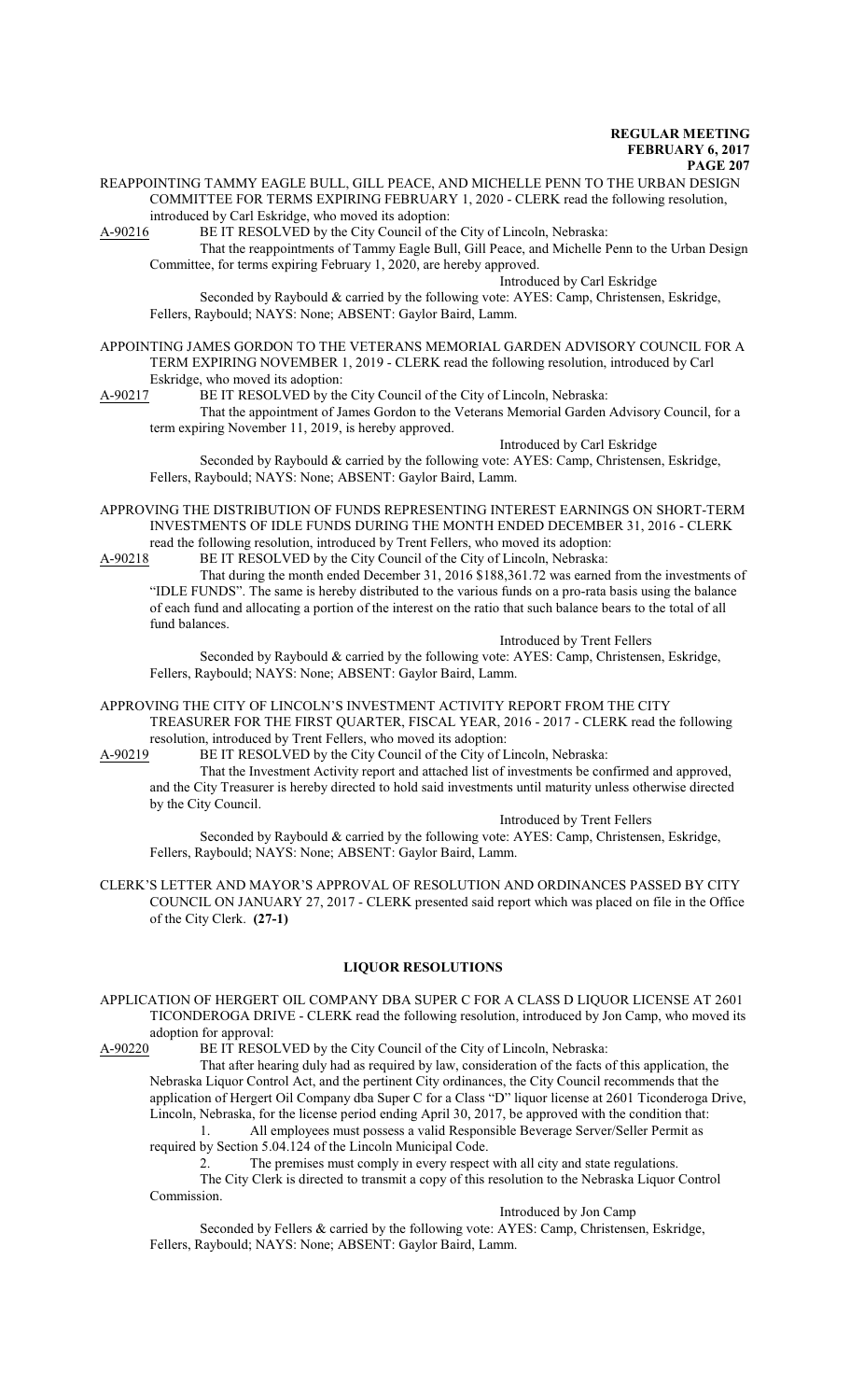REAPPOINTING TAMMY EAGLE BULL, GILL PEACE, AND MICHELLE PENN TO THE URBAN DESIGN COMMITTEE FOR TERMS EXPIRING FEBRUARY 1, 2020 - CLERK read the following resolution, introduced by Carl Eskridge, who moved its adoption:

A-90216 BE IT RESOLVED by the City Council of the City of Lincoln, Nebraska:

That the reappointments of Tammy Eagle Bull, Gill Peace, and Michelle Penn to the Urban Design Committee, for terms expiring February 1, 2020, are hereby approved.

Introduced by Carl Eskridge

Seconded by Raybould & carried by the following vote: AYES: Camp, Christensen, Eskridge, Fellers, Raybould; NAYS: None; ABSENT: Gaylor Baird, Lamm.

APPOINTING JAMES GORDON TO THE VETERANS MEMORIAL GARDEN ADVISORY COUNCIL FOR A TERM EXPIRING NOVEMBER 1, 2019 - CLERK read the following resolution, introduced by Carl Eskridge, who moved its adoption:

A-90217 BE IT RESOLVED by the City Council of the City of Lincoln, Nebraska:

That the appointment of James Gordon to the Veterans Memorial Garden Advisory Council, for a term expiring November 11, 2019, is hereby approved.

Introduced by Carl Eskridge

Seconded by Raybould & carried by the following vote: AYES: Camp, Christensen, Eskridge, Fellers, Raybould; NAYS: None; ABSENT: Gaylor Baird, Lamm.

APPROVING THE DISTRIBUTION OF FUNDS REPRESENTING INTEREST EARNINGS ON SHORT-TERM INVESTMENTS OF IDLE FUNDS DURING THE MONTH ENDED DECEMBER 31, 2016 - CLERK read the following resolution, introduced by Trent Fellers, who moved its adoption:

A-90218 BE IT RESOLVED by the City Council of the City of Lincoln, Nebraska:

That during the month ended December 31, 2016 $188,361.72 was earned from the investments of "IDLE FUNDS". The same is hereby distributed to the various funds on a pro-rata basis using the balance of each fund and allocating a portion of the interest on the ratio that such balance bears to the total of all fund balances.

Introduced by Trent Fellers

Seconded by Raybould & carried by the following vote: AYES: Camp, Christensen, Eskridge, Fellers, Raybould; NAYS: None; ABSENT: Gaylor Baird, Lamm.

APPROVING THE CITY OF LINCOLN'S INVESTMENT ACTIVITY REPORT FROM THE CITY TREASURER FOR THE FIRST QUARTER, FISCAL YEAR, 2016 - 2017 - CLERK read the following resolution, introduced by Trent Fellers, who moved its adoption:

A-90219 BE IT RESOLVED by the City Council of the City of Lincoln, Nebraska:

That the Investment Activity report and attached list of investments be confirmed and approved, and the City Treasurer is hereby directed to hold said investments until maturity unless otherwise directed by the City Council.

Introduced by Trent Fellers

Seconded by Raybould & carried by the following vote: AYES: Camp, Christensen, Eskridge, Fellers, Raybould; NAYS: None; ABSENT: Gaylor Baird, Lamm.

CLERK'S LETTER AND MAYOR'S APPROVAL OF RESOLUTION AND ORDINANCES PASSED BY CITY COUNCIL ON JANUARY 27, 2017 - CLERK presented said report which was placed on file in the Office of the City Clerk. **(27-1)**

## LIQUOR RESOLUTIONS

APPLICATION OF HERGERT OIL COMPANY DBA SUPER C FOR A CLASS D LIQUOR LICENSE AT 2601 TICONDEROGA DRIVE - CLERK read the following resolution, introduced by Jon Camp, who moved its adoption for approval:

A-90220 BE IT RESOLVED by the City Council of the City of Lincoln, Nebraska:

That after hearing duly had as required by law, consideration of the facts of this application, the Nebraska Liquor Control Act, and the pertinent City ordinances, the City Council recommends that the application of Hergert Oil Company dba Super C for a Class "D" liquor license at 2601 Ticonderoga Drive, Lincoln, Nebraska, for the license period ending April 30, 2017, be approved with the condition that:

1. All employees must possess a valid Responsible Beverage Server/Seller Permit as required by Section 5.04.124 of the Lincoln Municipal Code.
2. The premises must comply in every respect with all city and state regulations.

The City Clerk is directed to transmit a copy of this resolution to the Nebraska Liquor Control Commission.

Introduced by Jon Camp

Seconded by Fellers & carried by the following vote: AYES: Camp, Christensen, Eskridge, Fellers, Raybould; NAYS: None; ABSENT: Gaylor Baird, Lamm.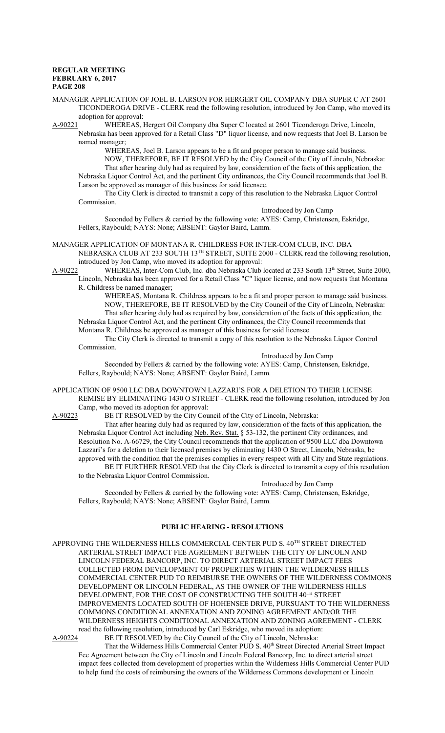MANAGER APPLICATION OF JOEL B. LARSON FOR HERGERT OIL COMPANY DBA SUPER C AT 2601 TICONDEROGA DRIVE - CLERK read the following resolution, introduced by Jon Camp, who moved its adoption for approval:

A-90221 WHEREAS, Hergert Oil Company dba Super C located at 2601 Ticonderoga Drive, Lincoln, Nebraska has been approved for a Retail Class "D" liquor license, and now requests that Joel B. Larson be named manager;

WHEREAS, Joel B. Larson appears to be a fit and proper person to manage said business.

NOW, THEREFORE, BE IT RESOLVED by the City Council of the City of Lincoln, Nebraska:

That after hearing duly had as required by law, consideration of the facts of this application, the Nebraska Liquor Control Act, and the pertinent City ordinances, the City Council recommends that Joel B. Larson be approved as manager of this business for said licensee.

The City Clerk is directed to transmit a copy of this resolution to the Nebraska Liquor Control Commission.

Introduced by Jon Camp

Seconded by Fellers & carried by the following vote: AYES: Camp, Christensen, Eskridge, Fellers, Raybould; NAYS: None; ABSENT: Gaylor Baird, Lamm.

MANAGER APPLICATION OF MONTANA R. CHILDRESS FOR INTER-COM CLUB, INC. DBA NEBRASKA CLUB AT 233 SOUTH 13TH STREET, SUITE 2000 - CLERK read the following resolution, introduced by Jon Camp, who moved its adoption for approval:

A-90222 WHEREAS, Inter-Com Club, Inc. dba Nebraska Club located at 233 South 13th Street, Suite 2000, Lincoln, Nebraska has been approved for a Retail Class "C" liquor license, and now requests that Montana R. Childress be named manager;

WHEREAS, Montana R. Childress appears to be a fit and proper person to manage said business.

NOW, THEREFORE, BE IT RESOLVED by the City Council of the City of Lincoln, Nebraska:

That after hearing duly had as required by law, consideration of the facts of this application, the Nebraska Liquor Control Act, and the pertinent City ordinances, the City Council recommends that Montana R. Childress be approved as manager of this business for said licensee.

The City Clerk is directed to transmit a copy of this resolution to the Nebraska Liquor Control Commission.

Introduced by Jon Camp

Seconded by Fellers & carried by the following vote: AYES: Camp, Christensen, Eskridge, Fellers, Raybould; NAYS: None; ABSENT: Gaylor Baird, Lamm.

APPLICATION OF 9500 LLC DBA DOWNTOWN LAZZARI'S FOR A DELETION TO THEIR LICENSE REMISE BY ELIMINATING 1430 O STREET - CLERK read the following resolution, introduced by Jon Camp, who moved its adoption for approval:

A-90223 BE IT RESOLVED by the City Council of the City of Lincoln, Nebraska:

That after hearing duly had as required by law, consideration of the facts of this application, the Nebraska Liquor Control Act including Neb. Rev. Stat. § 53-132, the pertinent City ordinances, and Resolution No. A-66729, the City Council recommends that the application of 9500 LLC dba Downtown Lazzari's for a deletion to their licensed premises by eliminating 1430 O Street, Lincoln, Nebraska, be approved with the condition that the premises complies in every respect with all City and State regulations.

BE IT FURTHER RESOLVED that the City Clerk is directed to transmit a copy of this resolution to the Nebraska Liquor Control Commission.

Introduced by Jon Camp

Seconded by Fellers & carried by the following vote: AYES: Camp, Christensen, Eskridge, Fellers, Raybould; NAYS: None; ABSENT: Gaylor Baird, Lamm.

## PUBLIC HEARING - RESOLUTIONS

APPROVING THE WILDERNESS HILLS COMMERCIAL CENTER PUD S. 40TH STREET DIRECTED ARTERIAL STREET IMPACT FEE AGREEMENT BETWEEN THE CITY OF LINCOLN AND LINCOLN FEDERAL BANCORP, INC. TO DIRECT ARTERIAL STREET IMPACT FEES COLLECTED FROM DEVELOPMENT OF PROPERTIES WITHIN THE WILDERNESS HILLS COMMERCIAL CENTER PUD TO REIMBURSE THE OWNERS OF THE WILDERNESS COMMONS DEVELOPMENT OR LINCOLN FEDERAL, AS THE OWNER OF THE WILDERNESS HILLS DEVELOPMENT, FOR THE COST OF CONSTRUCTING THE SOUTH 40TH STREET IMPROVEMENTS LOCATED SOUTH OF HOHENSEE DRIVE, PURSUANT TO THE WILDERNESS COMMONS CONDITIONAL ANNEXATION AND ZONING AGREEMENT AND/OR THE WILDERNESS HEIGHTS CONDITIONAL ANNEXATION AND ZONING AGREEMENT - CLERK read the following resolution, introduced by Carl Eskridge, who moved its adoption:

A-90224 BE IT RESOLVED by the City Council of the City of Lincoln, Nebraska:

That the Wilderness Hills Commercial Center PUD S. 40th Street Directed Arterial Street Impact Fee Agreement between the City of Lincoln and Lincoln Federal Bancorp, Inc. to direct arterial street impact fees collected from development of properties within the Wilderness Hills Commercial Center PUD to help fund the costs of reimbursing the owners of the Wilderness Commons development or Lincoln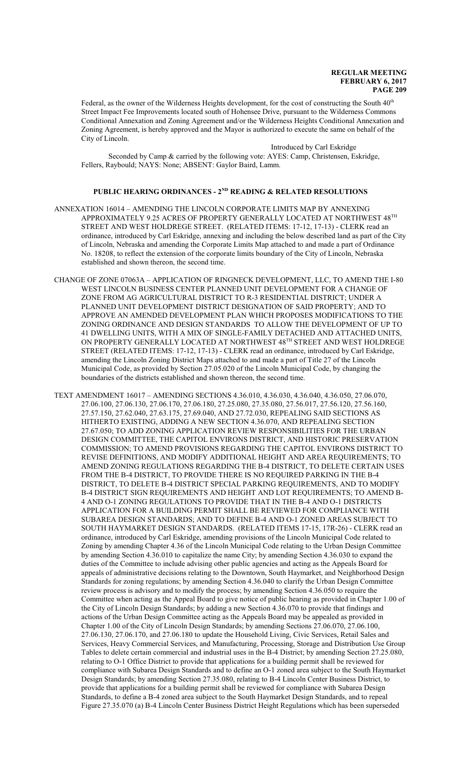Federal, as the owner of the Wilderness Heights development, for the cost of constructing the South 40th Street Impact Fee Improvements located south of Hohensee Drive, pursuant to the Wilderness Commons Conditional Annexation and Zoning Agreement and/or the Wilderness Heights Conditional Annexation and Zoning Agreement, is hereby approved and the Mayor is authorized to execute the same on behalf of the City of Lincoln.

Introduced by Carl Eskridge

Seconded by Camp & carried by the following vote: AYES: Camp, Christensen, Eskridge, Fellers, Raybould; NAYS: None; ABSENT: Gaylor Baird, Lamm.

## PUBLIC HEARING ORDINANCES - 2ND READING & RELATED RESOLUTIONS

ANNEXATION 16014 – AMENDING THE LINCOLN CORPORATE LIMITS MAP BY ANNEXING APPROXIMATELY 9.25 ACRES OF PROPERTY GENERALLY LOCATED AT NORTHWEST 48TH STREET AND WEST HOLDREGE STREET. (RELATED ITEMS: 17-12, 17-13) - CLERK read an ordinance, introduced by Carl Eskridge, annexing and including the below described land as part of the City of Lincoln, Nebraska and amending the Corporate Limits Map attached to and made a part of Ordinance No. 18208, to reflect the extension of the corporate limits boundary of the City of Lincoln, Nebraska established and shown thereon, the second time.

CHANGE OF ZONE 07063A – APPLICATION OF RINGNECK DEVELOPMENT, LLC, TO AMEND THE I-80 WEST LINCOLN BUSINESS CENTER PLANNED UNIT DEVELOPMENT FOR A CHANGE OF ZONE FROM AG AGRICULTURAL DISTRICT TO R-3 RESIDENTIAL DISTRICT; UNDER A PLANNED UNIT DEVELOPMENT DISTRICT DESIGNATION OF SAID PROPERTY; AND TO APPROVE AN AMENDED DEVELOPMENT PLAN WHICH PROPOSES MODIFICATIONS TO THE ZONING ORDINANCE AND DESIGN STANDARDS TO ALLOW THE DEVELOPMENT OF UP TO 41 DWELLING UNITS, WITH A MIX OF SINGLE-FAMILY DETACHED AND ATTACHED UNITS, ON PROPERTY GENERALLY LOCATED AT NORTHWEST 48TH STREET AND WEST HOLDREGE STREET (RELATED ITEMS: 17-12, 17-13) - CLERK read an ordinance, introduced by Carl Eskridge, amending the Lincoln Zoning District Maps attached to and made a part of Title 27 of the Lincoln Municipal Code, as provided by Section 27.05.020 of the Lincoln Municipal Code, by changing the boundaries of the districts established and shown thereon, the second time.

TEXT AMENDMENT 16017 – AMENDING SECTIONS 4.36.010, 4.36.030, 4.36.040, 4.36.050, 27.06.070, 27.06.100, 27.06.130, 27.06.170, 27.06.180, 27.25.080, 27.35.080, 27.56.017, 27.56.120, 27.56.160, 27.57.150, 27.62.040, 27.63.175, 27.69.040, AND 27.72.030, REPEALING SAID SECTIONS AS HITHERTO EXISTING, ADDING A NEW SECTION 4.36.070, AND REPEALING SECTION 27.67.050; TO ADD ZONING APPLICATION REVIEW RESPONSIBILITIES FOR THE URBAN DESIGN COMMITTEE, THE CAPITOL ENVIRONS DISTRICT, AND HISTORIC PRESERVATION COMMISSION; TO AMEND PROVISIONS REGARDING THE CAPITOL ENVIRONS DISTRICT TO REVISE DEFINITIONS, AND MODIFY ADDITIONAL HEIGHT AND AREA REQUIREMENTS; TO AMEND ZONING REGULATIONS REGARDING THE B-4 DISTRICT, TO DELETE CERTAIN USES FROM THE B-4 DISTRICT, TO PROVIDE THERE IS NO REQUIRED PARKING IN THE B-4 DISTRICT, TO DELETE B-4 DISTRICT SPECIAL PARKING REQUIREMENTS, AND TO MODIFY B-4 DISTRICT SIGN REQUIREMENTS AND HEIGHT AND LOT REQUIREMENTS; TO AMEND B-4 AND O-1 ZONING REGULATIONS TO PROVIDE THAT IN THE B-4 AND O-1 DISTRICTS APPLICATION FOR A BUILDING PERMIT SHALL BE REVIEWED FOR COMPLIANCE WITH SUBAREA DESIGN STANDARDS; AND TO DEFINE B-4 AND O-1 ZONED AREAS SUBJECT TO SOUTH HAYMARKET DESIGN STANDARDS. (RELATED ITEMS 17-15, 17R-26) - CLERK read an ordinance, introduced by Carl Eskridge, amending provisions of the Lincoln Municipal Code related to Zoning by amending Chapter 4.36 of the Lincoln Municipal Code relating to the Urban Design Committee by amending Section 4.36.010 to capitalize the name City; by amending Section 4.36.030 to expand the duties of the Committee to include advising other public agencies and acting as the Appeals Board for appeals of administrative decisions relating to the Downtown, South Haymarket, and Neighborhood Design Standards for zoning regulations; by amending Section 4.36.040 to clarify the Urban Design Committee review process is advisory and to modify the process; by amending Section 4.36.050 to require the Committee when acting as the Appeal Board to give notice of public hearing as provided in Chapter 1.00 of the City of Lincoln Design Standards; by adding a new Section 4.36.070 to provide that findings and actions of the Urban Design Committee acting as the Appeals Board may be appealed as provided in Chapter 1.00 of the City of Lincoln Design Standards; by amending Sections 27.06.070, 27.06.100, 27.06.130, 27.06.170, and 27.06.180 to update the Household Living, Civic Services, Retail Sales and Services, Heavy Commercial Services, and Manufacturing, Processing, Storage and Distribution Use Group Tables to delete certain commercial and industrial uses in the B-4 District; by amending Section 27.25.080, relating to O-1 Office District to provide that applications for a building permit shall be reviewed for compliance with Subarea Design Standards and to define an O-1 zoned area subject to the South Haymarket Design Standards; by amending Section 27.35.080, relating to B-4 Lincoln Center Business District, to provide that applications for a building permit shall be reviewed for compliance with Subarea Design Standards, to define a B-4 zoned area subject to the South Haymarket Design Standards, and to repeal Figure 27.35.070 (a) B-4 Lincoln Center Business District Height Regulations which has been superseded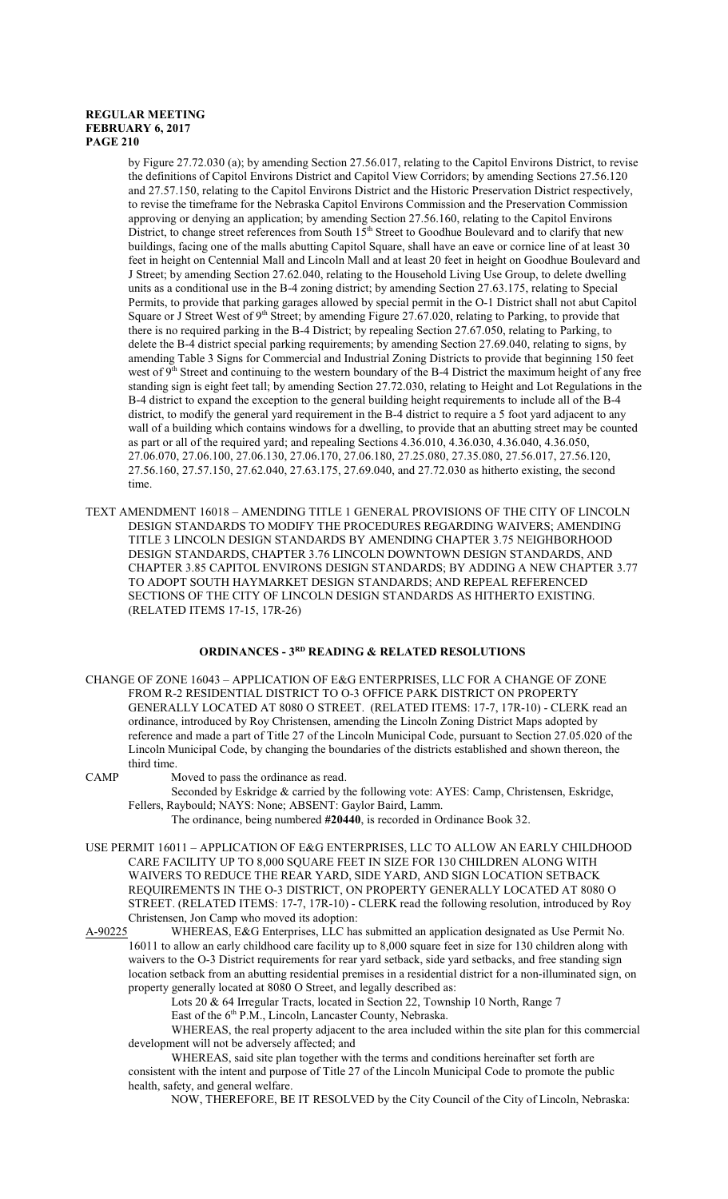by Figure 27.72.030 (a); by amending Section 27.56.017, relating to the Capitol Environs District, to revise the definitions of Capitol Environs District and Capitol View Corridors; by amending Sections 27.56.120 and 27.57.150, relating to the Capitol Environs District and the Historic Preservation District respectively, to revise the timeframe for the Nebraska Capitol Environs Commission and the Preservation Commission approving or denying an application; by amending Section 27.56.160, relating to the Capitol Environs District, to change street references from South 15th Street to Goodhue Boulevard and to clarify that new buildings, facing one of the malls abutting Capitol Square, shall have an eave or cornice line of at least 30 feet in height on Centennial Mall and Lincoln Mall and at least 20 feet in height on Goodhue Boulevard and J Street; by amending Section 27.62.040, relating to the Household Living Use Group, to delete dwelling units as a conditional use in the B-4 zoning district; by amending Section 27.63.175, relating to Special Permits, to provide that parking garages allowed by special permit in the O-1 District shall not abut Capitol Square or J Street West of 9th Street; by amending Figure 27.67.020, relating to Parking, to provide that there is no required parking in the B-4 District; by repealing Section 27.67.050, relating to Parking, to delete the B-4 district special parking requirements; by amending Section 27.69.040, relating to signs, by amending Table 3 Signs for Commercial and Industrial Zoning Districts to provide that beginning 150 feet west of 9th Street and continuing to the western boundary of the B-4 District the maximum height of any free standing sign is eight feet tall; by amending Section 27.72.030, relating to Height and Lot Regulations in the B-4 district to expand the exception to the general building height requirements to include all of the B-4 district, to modify the general yard requirement in the B-4 district to require a 5 foot yard adjacent to any wall of a building which contains windows for a dwelling, to provide that an abutting street may be counted as part or all of the required yard; and repealing Sections 4.36.010, 4.36.030, 4.36.040, 4.36.050, 27.06.070, 27.06.100, 27.06.130, 27.06.170, 27.06.180, 27.25.080, 27.35.080, 27.56.017, 27.56.120, 27.56.160, 27.57.150, 27.62.040, 27.63.175, 27.69.040, and 27.72.030 as hitherto existing, the second time.

TEXT AMENDMENT 16018 – AMENDING TITLE 1 GENERAL PROVISIONS OF THE CITY OF LINCOLN DESIGN STANDARDS TO MODIFY THE PROCEDURES REGARDING WAIVERS; AMENDING TITLE 3 LINCOLN DESIGN STANDARDS BY AMENDING CHAPTER 3.75 NEIGHBORHOOD DESIGN STANDARDS, CHAPTER 3.76 LINCOLN DOWNTOWN DESIGN STANDARDS, AND CHAPTER 3.85 CAPITOL ENVIRONS DESIGN STANDARDS; BY ADDING A NEW CHAPTER 3.77 TO ADOPT SOUTH HAYMARKET DESIGN STANDARDS; AND REPEAL REFERENCED SECTIONS OF THE CITY OF LINCOLN DESIGN STANDARDS AS HITHERTO EXISTING. (RELATED ITEMS 17-15, 17R-26)

## ORDINANCES - 3RD READING & RELATED RESOLUTIONS

CHANGE OF ZONE 16043 – APPLICATION OF E&G ENTERPRISES, LLC FOR A CHANGE OF ZONE FROM R-2 RESIDENTIAL DISTRICT TO O-3 OFFICE PARK DISTRICT ON PROPERTY GENERALLY LOCATED AT 8080 O STREET. (RELATED ITEMS: 17-7, 17R-10) - CLERK read an ordinance, introduced by Roy Christensen, amending the Lincoln Zoning District Maps adopted by reference and made a part of Title 27 of the Lincoln Municipal Code, pursuant to Section 27.05.020 of the Lincoln Municipal Code, by changing the boundaries of the districts established and shown thereon, the third time.

CAMP Moved to pass the ordinance as read.

Seconded by Eskridge & carried by the following vote: AYES: Camp, Christensen, Eskridge, Fellers, Raybould; NAYS: None; ABSENT: Gaylor Baird, Lamm.

The ordinance, being numbered **#20440**, is recorded in Ordinance Book 32.

USE PERMIT 16011 – APPLICATION OF E&G ENTERPRISES, LLC TO ALLOW AN EARLY CHILDHOOD CARE FACILITY UP TO 8,000 SQUARE FEET IN SIZE FOR 130 CHILDREN ALONG WITH WAIVERS TO REDUCE THE REAR YARD, SIDE YARD, AND SIGN LOCATION SETBACK REQUIREMENTS IN THE O-3 DISTRICT, ON PROPERTY GENERALLY LOCATED AT 8080 O STREET. (RELATED ITEMS: 17-7, 17R-10) - CLERK read the following resolution, introduced by Roy Christensen, Jon Camp who moved its adoption:

A-90225 WHEREAS, E&G Enterprises, LLC has submitted an application designated as Use Permit No. 16011 to allow an early childhood care facility up to 8,000 square feet in size for 130 children along with waivers to the O-3 District requirements for rear yard setback, side yard setbacks, and free standing sign location setback from an abutting residential premises in a residential district for a non-illuminated sign, on property generally located at 8080 O Street, and legally described as:

Lots 20 & 64 Irregular Tracts, located in Section 22, Township 10 North, Range 7 East of the 6th P.M., Lincoln, Lancaster County, Nebraska.

WHEREAS, the real property adjacent to the area included within the site plan for this commercial development will not be adversely affected; and

WHEREAS, said site plan together with the terms and conditions hereinafter set forth are consistent with the intent and purpose of Title 27 of the Lincoln Municipal Code to promote the public health, safety, and general welfare.

NOW, THEREFORE, BE IT RESOLVED by the City Council of the City of Lincoln, Nebraska: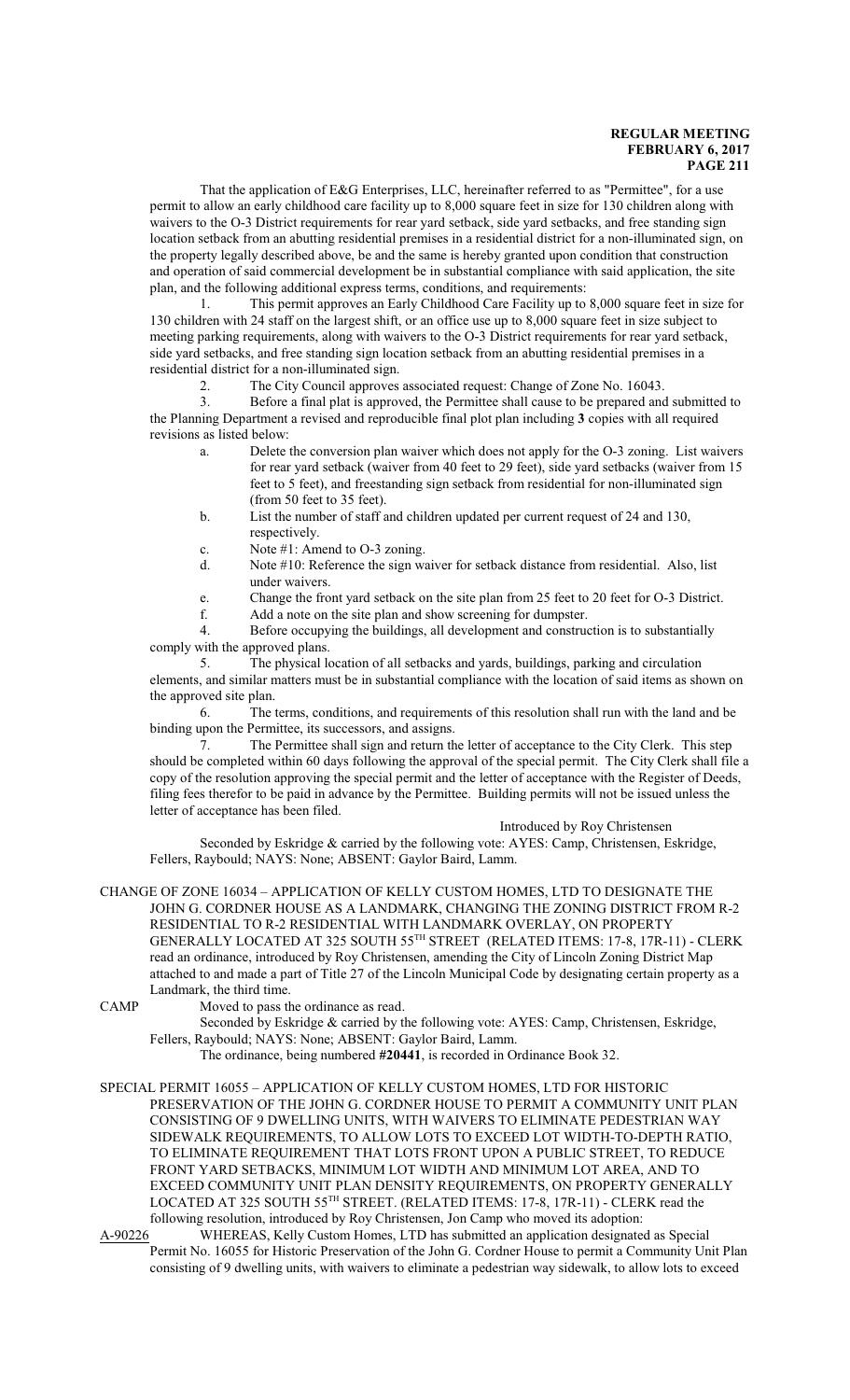That the application of E&G Enterprises, LLC, hereinafter referred to as "Permittee", for a use permit to allow an early childhood care facility up to 8,000 square feet in size for 130 children along with waivers to the O-3 District requirements for rear yard setback, side yard setbacks, and free standing sign location setback from an abutting residential premises in a residential district for a non-illuminated sign, on the property legally described above, be and the same is hereby granted upon condition that construction and operation of said commercial development be in substantial compliance with said application, the site plan, and the following additional express terms, conditions, and requirements:

1. This permit approves an Early Childhood Care Facility up to 8,000 square feet in size for 130 children with 24 staff on the largest shift, or an office use up to 8,000 square feet in size subject to meeting parking requirements, along with waivers to the O-3 District requirements for rear yard setback, side yard setbacks, and free standing sign location setback from an abutting residential premises in a residential district for a non-illuminated sign.

2. The City Council approves associated request: Change of Zone No. 16043.

3. Before a final plat is approved, the Permittee shall cause to be prepared and submitted to the Planning Department a revised and reproducible final plot plan including **3** copies with all required revisions as listed below:

   a. Delete the conversion plan waiver which does not apply for the O-3 zoning. List waivers for rear yard setback (waiver from 40 feet to 29 feet), side yard setbacks (waiver from 15 feet to 5 feet), and freestanding sign setback from residential for non-illuminated sign (from 50 feet to 35 feet).

   b. List the number of staff and children updated per current request of 24 and 130, respectively.

   c. Note #1: Amend to O-3 zoning.

   d. Note #10: Reference the sign waiver for setback distance from residential. Also, list under waivers.

   e. Change the front yard setback on the site plan from 25 feet to 20 feet for O-3 District.

   f. Add a note on the site plan and show screening for dumpster.

4. Before occupying the buildings, all development and construction is to substantially comply with the approved plans.

5. The physical location of all setbacks and yards, buildings, parking and circulation elements, and similar matters must be in substantial compliance with the location of said items as shown on the approved site plan.

6. The terms, conditions, and requirements of this resolution shall run with the land and be binding upon the Permittee, its successors, and assigns.

7. The Permittee shall sign and return the letter of acceptance to the City Clerk. This step should be completed within 60 days following the approval of the special permit. The City Clerk shall file a copy of the resolution approving the special permit and the letter of acceptance with the Register of Deeds, filing fees therefor to be paid in advance by the Permittee. Building permits will not be issued unless the letter of acceptance has been filed.

Introduced by Roy Christensen

Seconded by Eskridge & carried by the following vote: AYES: Camp, Christensen, Eskridge, Fellers, Raybould; NAYS: None; ABSENT: Gaylor Baird, Lamm.

CHANGE OF ZONE 16034 – APPLICATION OF KELLY CUSTOM HOMES, LTD TO DESIGNATE THE JOHN G. CORDNER HOUSE AS A LANDMARK, CHANGING THE ZONING DISTRICT FROM R-2 RESIDENTIAL TO R-2 RESIDENTIAL WITH LANDMARK OVERLAY, ON PROPERTY GENERALLY LOCATED AT 325 SOUTH 55TH STREET (RELATED ITEMS: 17-8, 17R-11) - CLERK read an ordinance, introduced by Roy Christensen, amending the City of Lincoln Zoning District Map attached to and made a part of Title 27 of the Lincoln Municipal Code by designating certain property as a Landmark, the third time.

CAMP Moved to pass the ordinance as read.

Seconded by Eskridge & carried by the following vote: AYES: Camp, Christensen, Eskridge, Fellers, Raybould; NAYS: None; ABSENT: Gaylor Baird, Lamm.

The ordinance, being numbered **#20441**, is recorded in Ordinance Book 32.

SPECIAL PERMIT 16055 – APPLICATION OF KELLY CUSTOM HOMES, LTD FOR HISTORIC PRESERVATION OF THE JOHN G. CORDNER HOUSE TO PERMIT A COMMUNITY UNIT PLAN CONSISTING OF 9 DWELLING UNITS, WITH WAIVERS TO ELIMINATE PEDESTRIAN WAY SIDEWALK REQUIREMENTS, TO ALLOW LOTS TO EXCEED LOT WIDTH-TO-DEPTH RATIO, TO ELIMINATE REQUIREMENT THAT LOTS FRONT UPON A PUBLIC STREET, TO REDUCE FRONT YARD SETBACKS, MINIMUM LOT WIDTH AND MINIMUM LOT AREA, AND TO EXCEED COMMUNITY UNIT PLAN DENSITY REQUIREMENTS, ON PROPERTY GENERALLY LOCATED AT 325 SOUTH 55TH STREET. (RELATED ITEMS: 17-8, 17R-11) - CLERK read the following resolution, introduced by Roy Christensen, Jon Camp who moved its adoption:

A-90226 WHEREAS, Kelly Custom Homes, LTD has submitted an application designated as Special Permit No. 16055 for Historic Preservation of the John G. Cordner House to permit a Community Unit Plan consisting of 9 dwelling units, with waivers to eliminate a pedestrian way sidewalk, to allow lots to exceed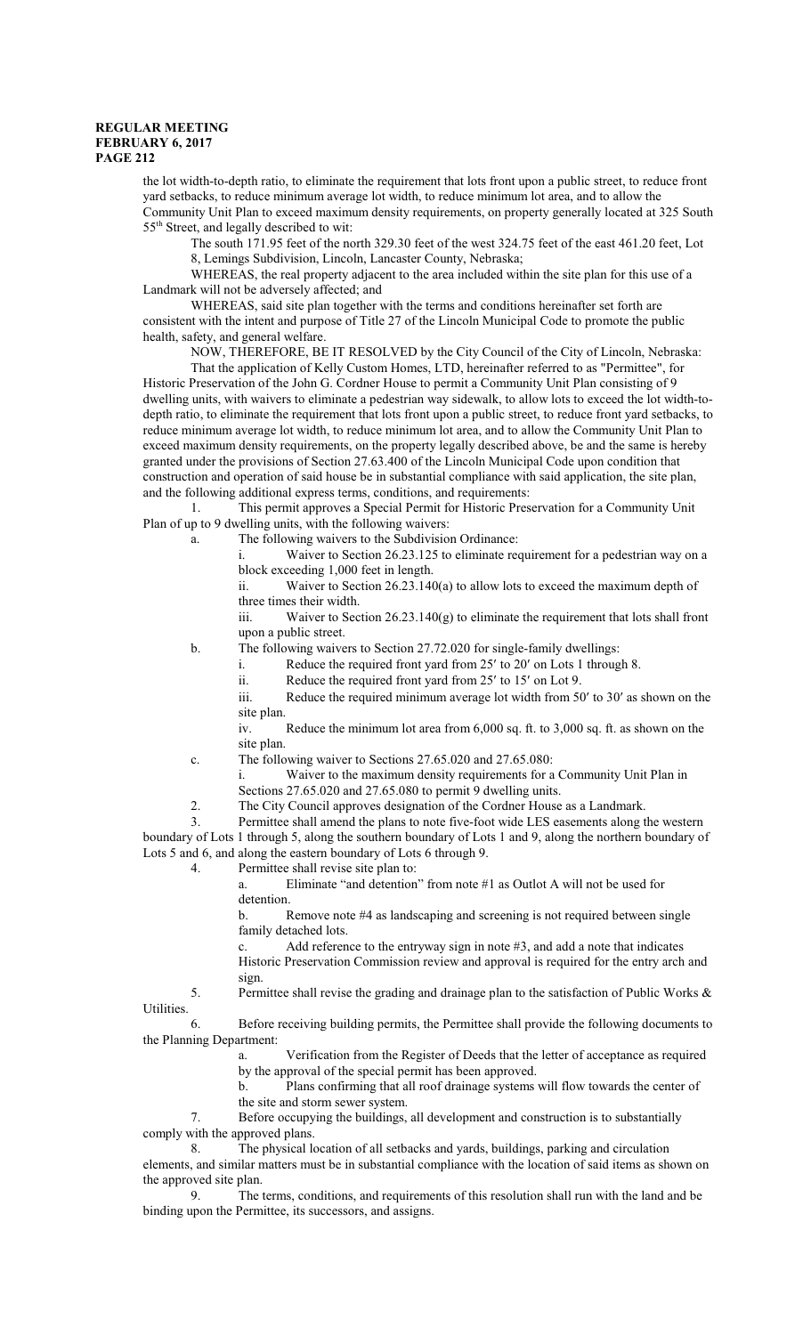the lot width-to-depth ratio, to eliminate the requirement that lots front upon a public street, to reduce front yard setbacks, to reduce minimum average lot width, to reduce minimum lot area, and to allow the Community Unit Plan to exceed maximum density requirements, on property generally located at 325 South 55th Street, and legally described to wit:

The south 171.95 feet of the north 329.30 feet of the west 324.75 feet of the east 461.20 feet, Lot 8, Lemings Subdivision, Lincoln, Lancaster County, Nebraska;

WHEREAS, the real property adjacent to the area included within the site plan for this use of a Landmark will not be adversely affected; and

WHEREAS, said site plan together with the terms and conditions hereinafter set forth are consistent with the intent and purpose of Title 27 of the Lincoln Municipal Code to promote the public health, safety, and general welfare.

NOW, THEREFORE, BE IT RESOLVED by the City Council of the City of Lincoln, Nebraska:

That the application of Kelly Custom Homes, LTD, hereinafter referred to as "Permittee", for Historic Preservation of the John G. Cordner House to permit a Community Unit Plan consisting of 9 dwelling units, with waivers to eliminate a pedestrian way sidewalk, to allow lots to exceed the lot width-to-depth ratio, to eliminate the requirement that lots front upon a public street, to reduce front yard setbacks, to reduce minimum average lot width, to reduce minimum lot area, and to allow the Community Unit Plan to exceed maximum density requirements, on the property legally described above, be and the same is hereby granted under the provisions of Section 27.63.400 of the Lincoln Municipal Code upon condition that construction and operation of said house be in substantial compliance with said application, the site plan, and the following additional express terms, conditions, and requirements:

1. This permit approves a Special Permit for Historic Preservation for a Community Unit Plan of up to 9 dwelling units, with the following waivers:
   a. The following waivers to the Subdivision Ordinance:
      i. Waiver to Section 26.23.125 to eliminate requirement for a pedestrian way on a block exceeding 1,000 feet in length.
      ii. Waiver to Section 26.23.140(a) to allow lots to exceed the maximum depth of three times their width.
      iii. Waiver to Section 26.23.140(g) to eliminate the requirement that lots shall front upon a public street.
   b. The following waivers to Section 27.72.020 for single-family dwellings:
      i. Reduce the required front yard from 25′ to 20′ on Lots 1 through 8.
      ii. Reduce the required front yard from 25′ to 15′ on Lot 9.
      iii. Reduce the required minimum average lot width from 50′ to 30′ as shown on the site plan.
      iv. Reduce the minimum lot area from 6,000 sq. ft. to 3,000 sq. ft. as shown on the site plan.
   c. The following waiver to Sections 27.65.020 and 27.65.080:
      i. Waiver to the maximum density requirements for a Community Unit Plan in Sections 27.65.020 and 27.65.080 to permit 9 dwelling units.
2. The City Council approves designation of the Cordner House as a Landmark.
3. Permittee shall amend the plans to note five-foot wide LES easements along the western boundary of Lots 1 through 5, along the southern boundary of Lots 1 and 9, along the northern boundary of Lots 5 and 6, and along the eastern boundary of Lots 6 through 9.
4. Permittee shall revise site plan to:
   a. Eliminate "and detention" from note #1 as Outlot A will not be used for detention.
   b. Remove note #4 as landscaping and screening is not required between single family detached lots.
   c. Add reference to the entryway sign in note #3, and add a note that indicates Historic Preservation Commission review and approval is required for the entry arch and sign.
5. Permittee shall revise the grading and drainage plan to the satisfaction of Public Works & Utilities.
6. Before receiving building permits, the Permittee shall provide the following documents to the Planning Department:
   a. Verification from the Register of Deeds that the letter of acceptance as required by the approval of the special permit has been approved.
   b. Plans confirming that all roof drainage systems will flow towards the center of the site and storm sewer system.
7. Before occupying the buildings, all development and construction is to substantially comply with the approved plans.
8. The physical location of all setbacks and yards, buildings, parking and circulation elements, and similar matters must be in substantial compliance with the location of said items as shown on the approved site plan.
9. The terms, conditions, and requirements of this resolution shall run with the land and be binding upon the Permittee, its successors, and assigns.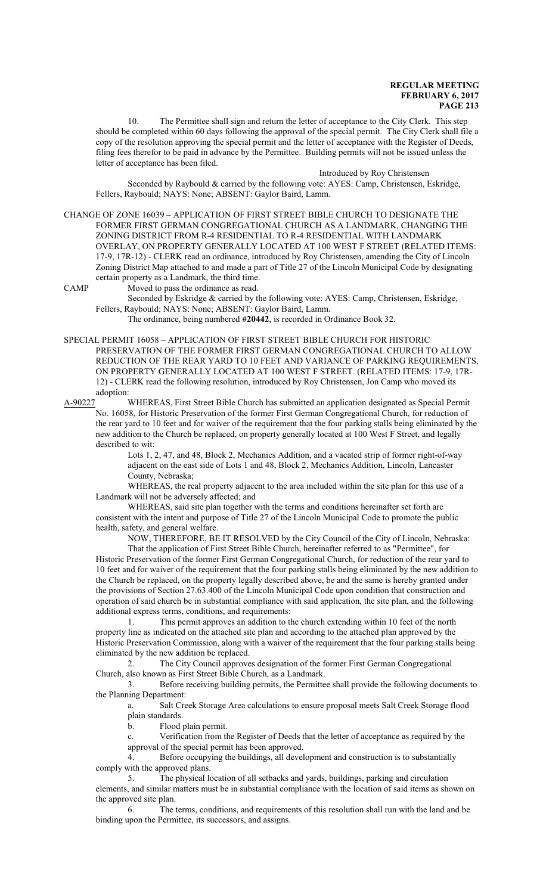10. The Permittee shall sign and return the letter of acceptance to the City Clerk. This step should be completed within 60 days following the approval of the special permit. The City Clerk shall file a copy of the resolution approving the special permit and the letter of acceptance with the Register of Deeds, filing fees therefor to be paid in advance by the Permittee. Building permits will not be issued unless the letter of acceptance has been filed.

Introduced by Roy Christensen

Seconded by Raybould & carried by the following vote: AYES: Camp, Christensen, Eskridge, Fellers, Raybould; NAYS: None; ABSENT: Gaylor Baird, Lamm.

CHANGE OF ZONE 16039 – APPLICATION OF FIRST STREET BIBLE CHURCH TO DESIGNATE THE FORMER FIRST GERMAN CONGREGATIONAL CHURCH AS A LANDMARK, CHANGING THE ZONING DISTRICT FROM R-4 RESIDENTIAL TO R-4 RESIDENTIAL WITH LANDMARK OVERLAY, ON PROPERTY GENERALLY LOCATED AT 100 WEST F STREET (RELATED ITEMS: 17-9, 17R-12) - CLERK read an ordinance, introduced by Roy Christensen, amending the City of Lincoln Zoning District Map attached to and made a part of Title 27 of the Lincoln Municipal Code by designating certain property as a Landmark, the third time.

CAMP Moved to pass the ordinance as read.

Seconded by Eskridge & carried by the following vote: AYES: Camp, Christensen, Eskridge, Fellers, Raybould; NAYS: None; ABSENT: Gaylor Baird, Lamm.

The ordinance, being numbered **#20442**, is recorded in Ordinance Book 32.

SPECIAL PERMIT 16058 – APPLICATION OF FIRST STREET BIBLE CHURCH FOR HISTORIC PRESERVATION OF THE FORMER FIRST GERMAN CONGREGATIONAL CHURCH TO ALLOW REDUCTION OF THE REAR YARD TO 10 FEET AND VARIANCE OF PARKING REQUIREMENTS, ON PROPERTY GENERALLY LOCATED AT 100 WEST F STREET. (RELATED ITEMS: 17-9, 17R-12) - CLERK read the following resolution, introduced by Roy Christensen, Jon Camp who moved its adoption:

A-90227 WHEREAS, First Street Bible Church has submitted an application designated as Special Permit No. 16058, for Historic Preservation of the former First German Congregational Church, for reduction of the rear yard to 10 feet and for waiver of the requirement that the four parking stalls being eliminated by the new addition to the Church be replaced, on property generally located at 100 West F Street, and legally described to wit:

Lots 1, 2, 47, and 48, Block 2, Mechanics Addition, and a vacated strip of former right-of-way adjacent on the east side of Lots 1 and 48, Block 2, Mechanics Addition, Lincoln, Lancaster County, Nebraska;

WHEREAS, the real property adjacent to the area included within the site plan for this use of a Landmark will not be adversely affected; and

WHEREAS, said site plan together with the terms and conditions hereinafter set forth are consistent with the intent and purpose of Title 27 of the Lincoln Municipal Code to promote the public health, safety, and general welfare.

NOW, THEREFORE, BE IT RESOLVED by the City Council of the City of Lincoln, Nebraska:

That the application of First Street Bible Church, hereinafter referred to as "Permittee", for Historic Preservation of the former First German Congregational Church, for reduction of the rear yard to 10 feet and for waiver of the requirement that the four parking stalls being eliminated by the new addition to the Church be replaced, on the property legally described above, be and the same is hereby granted under the provisions of Section 27.63.400 of the Lincoln Municipal Code upon condition that construction and operation of said church be in substantial compliance with said application, the site plan, and the following additional express terms, conditions, and requirements:

1. This permit approves an addition to the church extending within 10 feet of the north property line as indicated on the attached site plan and according to the attached plan approved by the Historic Preservation Commission, along with a waiver of the requirement that the four parking stalls being eliminated by the new addition be replaced.

2. The City Council approves designation of the former First German Congregational Church, also known as First Street Bible Church, as a Landmark.

3. Before receiving building permits, the Permittee shall provide the following documents to the Planning Department:

a. Salt Creek Storage Area calculations to ensure proposal meets Salt Creek Storage flood plain standards.

b. Flood plain permit.

c. Verification from the Register of Deeds that the letter of acceptance as required by the approval of the special permit has been approved.

4. Before occupying the buildings, all development and construction is to substantially comply with the approved plans.

5. The physical location of all setbacks and yards, buildings, parking and circulation elements, and similar matters must be in substantial compliance with the location of said items as shown on the approved site plan.

6. The terms, conditions, and requirements of this resolution shall run with the land and be binding upon the Permittee, its successors, and assigns.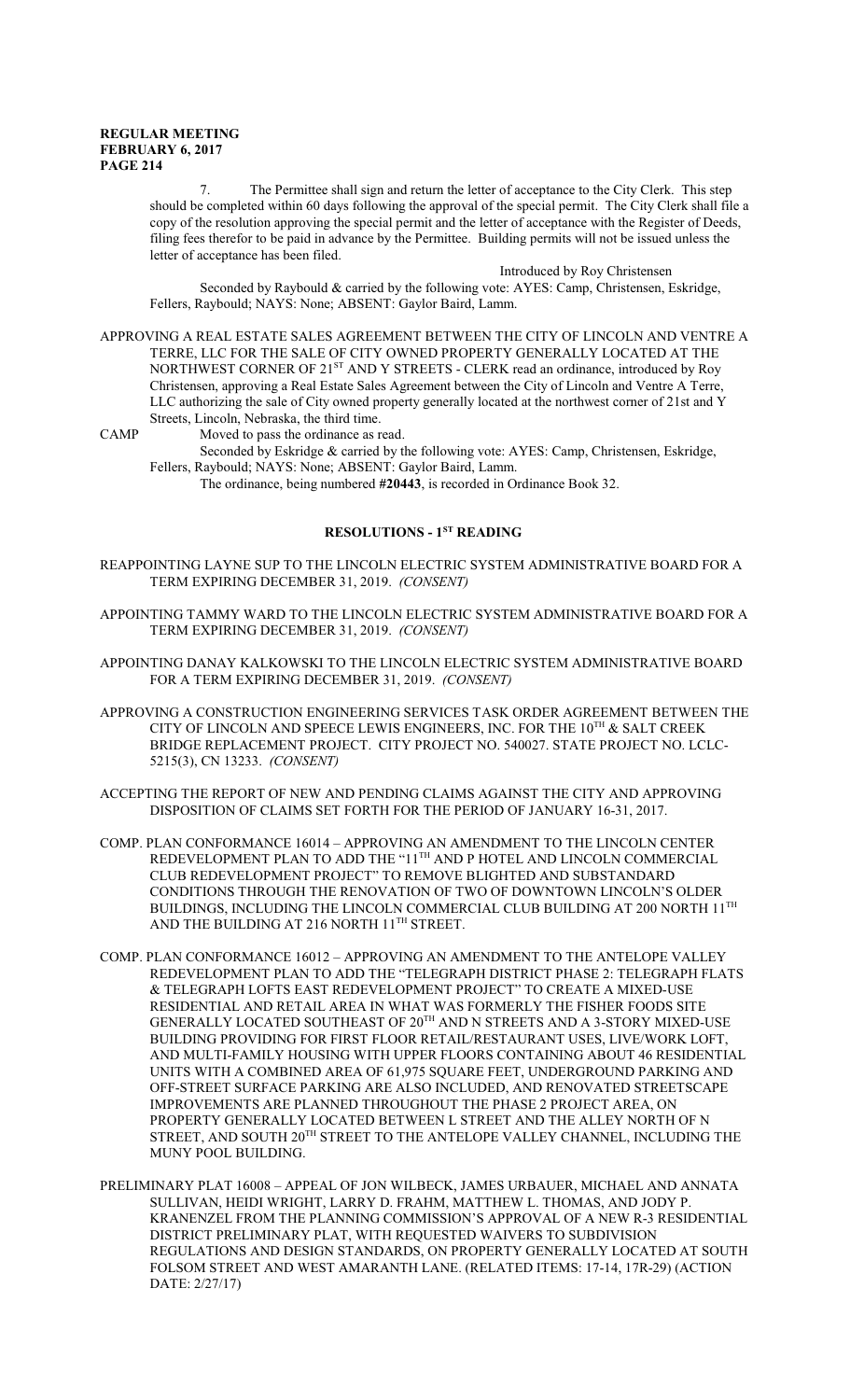7. The Permittee shall sign and return the letter of acceptance to the City Clerk. This step should be completed within 60 days following the approval of the special permit. The City Clerk shall file a copy of the resolution approving the special permit and the letter of acceptance with the Register of Deeds, filing fees therefor to be paid in advance by the Permittee. Building permits will not be issued unless the letter of acceptance has been filed.

Introduced by Roy Christensen

Seconded by Raybould & carried by the following vote: AYES: Camp, Christensen, Eskridge, Fellers, Raybould; NAYS: None; ABSENT: Gaylor Baird, Lamm.

APPROVING A REAL ESTATE SALES AGREEMENT BETWEEN THE CITY OF LINCOLN AND VENTRE A TERRE, LLC FOR THE SALE OF CITY OWNED PROPERTY GENERALLY LOCATED AT THE NORTHWEST CORNER OF 21ST AND Y STREETS - CLERK read an ordinance, introduced by Roy Christensen, approving a Real Estate Sales Agreement between the City of Lincoln and Ventre A Terre, LLC authorizing the sale of City owned property generally located at the northwest corner of 21st and Y Streets, Lincoln, Nebraska, the third time.

CAMP Moved to pass the ordinance as read.

Seconded by Eskridge & carried by the following vote: AYES: Camp, Christensen, Eskridge, Fellers, Raybould; NAYS: None; ABSENT: Gaylor Baird, Lamm.

The ordinance, being numbered **#20443**, is recorded in Ordinance Book 32.

## RESOLUTIONS - 1ST READING

REAPPOINTING LAYNE SUP TO THE LINCOLN ELECTRIC SYSTEM ADMINISTRATIVE BOARD FOR A TERM EXPIRING DECEMBER 31, 2019. *(CONSENT)*

APPOINTING TAMMY WARD TO THE LINCOLN ELECTRIC SYSTEM ADMINISTRATIVE BOARD FOR A TERM EXPIRING DECEMBER 31, 2019. *(CONSENT)*

APPOINTING DANAY KALKOWSKI TO THE LINCOLN ELECTRIC SYSTEM ADMINISTRATIVE BOARD FOR A TERM EXPIRING DECEMBER 31, 2019. *(CONSENT)*

APPROVING A CONSTRUCTION ENGINEERING SERVICES TASK ORDER AGREEMENT BETWEEN THE CITY OF LINCOLN AND SPEECE LEWIS ENGINEERS, INC. FOR THE 10TH & SALT CREEK BRIDGE REPLACEMENT PROJECT. CITY PROJECT NO. 540027. STATE PROJECT NO. LCLC-5215(3), CN 13233. *(CONSENT)*

ACCEPTING THE REPORT OF NEW AND PENDING CLAIMS AGAINST THE CITY AND APPROVING DISPOSITION OF CLAIMS SET FORTH FOR THE PERIOD OF JANUARY 16-31, 2017.

COMP. PLAN CONFORMANCE 16014 – APPROVING AN AMENDMENT TO THE LINCOLN CENTER REDEVELOPMENT PLAN TO ADD THE "11TH AND P HOTEL AND LINCOLN COMMERCIAL CLUB REDEVELOPMENT PROJECT" TO REMOVE BLIGHTED AND SUBSTANDARD CONDITIONS THROUGH THE RENOVATION OF TWO OF DOWNTOWN LINCOLN'S OLDER BUILDINGS, INCLUDING THE LINCOLN COMMERCIAL CLUB BUILDING AT 200 NORTH 11TH AND THE BUILDING AT 216 NORTH 11TH STREET.

COMP. PLAN CONFORMANCE 16012 – APPROVING AN AMENDMENT TO THE ANTELOPE VALLEY REDEVELOPMENT PLAN TO ADD THE "TELEGRAPH DISTRICT PHASE 2: TELEGRAPH FLATS & TELEGRAPH LOFTS EAST REDEVELOPMENT PROJECT" TO CREATE A MIXED-USE RESIDENTIAL AND RETAIL AREA IN WHAT WAS FORMERLY THE FISHER FOODS SITE GENERALLY LOCATED SOUTHEAST OF 20TH AND N STREETS AND A 3-STORY MIXED-USE BUILDING PROVIDING FOR FIRST FLOOR RETAIL/RESTAURANT USES, LIVE/WORK LOFT, AND MULTI-FAMILY HOUSING WITH UPPER FLOORS CONTAINING ABOUT 46 RESIDENTIAL UNITS WITH A COMBINED AREA OF 61,975 SQUARE FEET, UNDERGROUND PARKING AND OFF-STREET SURFACE PARKING ARE ALSO INCLUDED, AND RENOVATED STREETSCAPE IMPROVEMENTS ARE PLANNED THROUGHOUT THE PHASE 2 PROJECT AREA, ON PROPERTY GENERALLY LOCATED BETWEEN L STREET AND THE ALLEY NORTH OF N STREET, AND SOUTH 20TH STREET TO THE ANTELOPE VALLEY CHANNEL, INCLUDING THE MUNY POOL BUILDING.

PRELIMINARY PLAT 16008 – APPEAL OF JON WILBECK, JAMES URBAUER, MICHAEL AND ANNATA SULLIVAN, HEIDI WRIGHT, LARRY D. FRAHM, MATTHEW L. THOMAS, AND JODY P. KRANENZEL FROM THE PLANNING COMMISSION'S APPROVAL OF A NEW R-3 RESIDENTIAL DISTRICT PRELIMINARY PLAT, WITH REQUESTED WAIVERS TO SUBDIVISION REGULATIONS AND DESIGN STANDARDS, ON PROPERTY GENERALLY LOCATED AT SOUTH FOLSOM STREET AND WEST AMARANTH LANE. (RELATED ITEMS: 17-14, 17R-29) (ACTION DATE: 2/27/17)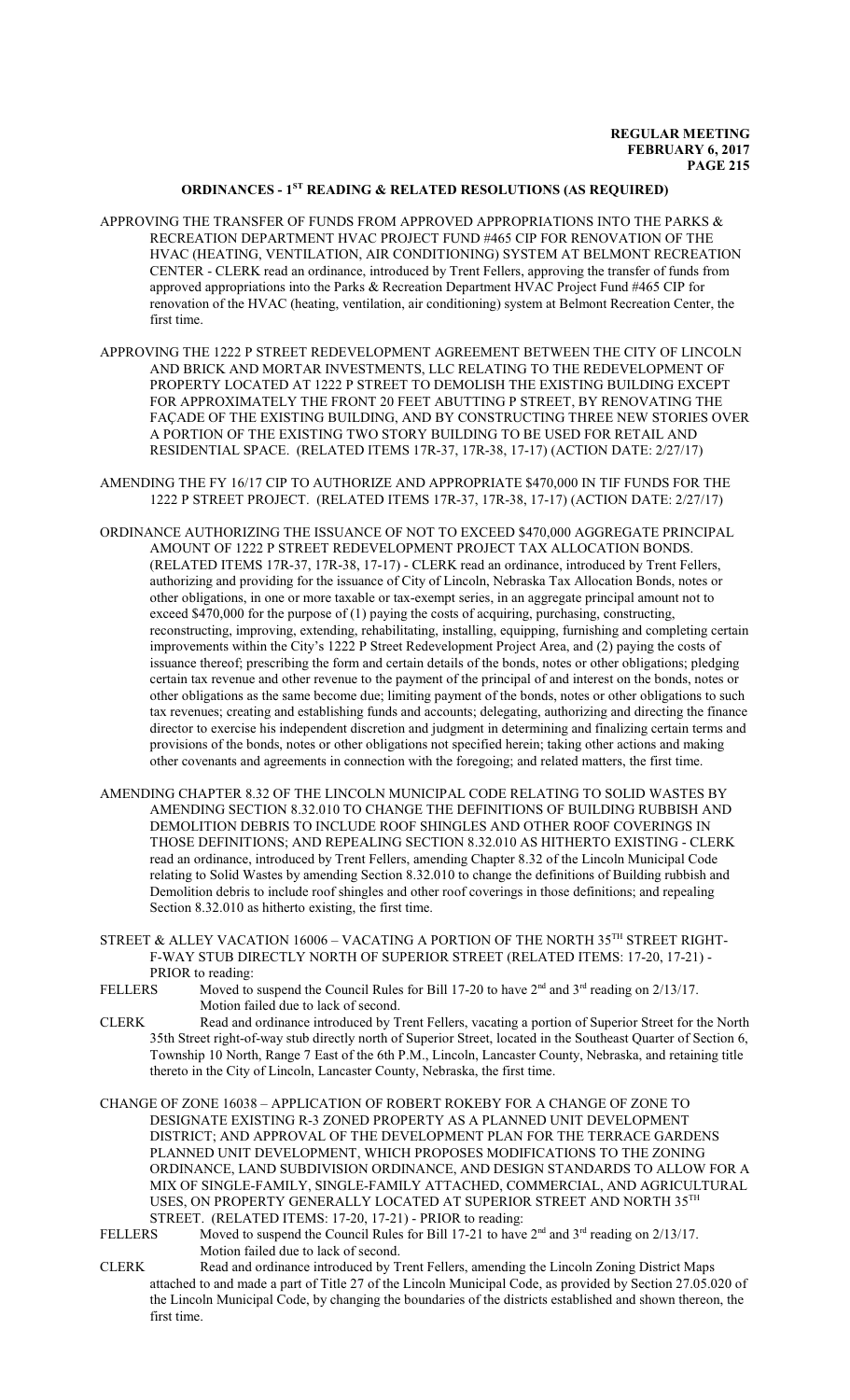## ORDINANCES - 1ST READING & RELATED RESOLUTIONS (AS REQUIRED)

APPROVING THE TRANSFER OF FUNDS FROM APPROVED APPROPRIATIONS INTO THE PARKS & RECREATION DEPARTMENT HVAC PROJECT FUND #465 CIP FOR RENOVATION OF THE HVAC (HEATING, VENTILATION, AIR CONDITIONING) SYSTEM AT BELMONT RECREATION CENTER - CLERK read an ordinance, introduced by Trent Fellers, approving the transfer of funds from approved appropriations into the Parks & Recreation Department HVAC Project Fund #465 CIP for renovation of the HVAC (heating, ventilation, air conditioning) system at Belmont Recreation Center, the first time.

APPROVING THE 1222 P STREET REDEVELOPMENT AGREEMENT BETWEEN THE CITY OF LINCOLN AND BRICK AND MORTAR INVESTMENTS, LLC RELATING TO THE REDEVELOPMENT OF PROPERTY LOCATED AT 1222 P STREET TO DEMOLISH THE EXISTING BUILDING EXCEPT FOR APPROXIMATELY THE FRONT 20 FEET ABUTTING P STREET, BY RENOVATING THE FAÇADE OF THE EXISTING BUILDING, AND BY CONSTRUCTING THREE NEW STORIES OVER A PORTION OF THE EXISTING TWO STORY BUILDING TO BE USED FOR RETAIL AND RESIDENTIAL SPACE. (RELATED ITEMS 17R-37, 17R-38, 17-17) (ACTION DATE: 2/27/17)

AMENDING THE FY 16/17 CIP TO AUTHORIZE AND APPROPRIATE $470,000 IN TIF FUNDS FOR THE 1222 P STREET PROJECT. (RELATED ITEMS 17R-37, 17R-38, 17-17) (ACTION DATE: 2/27/17)

ORDINANCE AUTHORIZING THE ISSUANCE OF NOT TO EXCEED $470,000 AGGREGATE PRINCIPAL AMOUNT OF 1222 P STREET REDEVELOPMENT PROJECT TAX ALLOCATION BONDS. (RELATED ITEMS 17R-37, 17R-38, 17-17) - CLERK read an ordinance, introduced by Trent Fellers, authorizing and providing for the issuance of City of Lincoln, Nebraska Tax Allocation Bonds, notes or other obligations, in one or more taxable or tax-exempt series, in an aggregate principal amount not to exceed $470,000 for the purpose of (1) paying the costs of acquiring, purchasing, constructing, reconstructing, improving, extending, rehabilitating, installing, equipping, furnishing and completing certain improvements within the City's 1222 P Street Redevelopment Project Area, and (2) paying the costs of issuance thereof; prescribing the form and certain details of the bonds, notes or other obligations; pledging certain tax revenue and other revenue to the payment of the principal of and interest on the bonds, notes or other obligations as the same become due; limiting payment of the bonds, notes or other obligations to such tax revenues; creating and establishing funds and accounts; delegating, authorizing and directing the finance director to exercise his independent discretion and judgment in determining and finalizing certain terms and provisions of the bonds, notes or other obligations not specified herein; taking other actions and making other covenants and agreements in connection with the foregoing; and related matters, the first time.

AMENDING CHAPTER 8.32 OF THE LINCOLN MUNICIPAL CODE RELATING TO SOLID WASTES BY AMENDING SECTION 8.32.010 TO CHANGE THE DEFINITIONS OF BUILDING RUBBISH AND DEMOLITION DEBRIS TO INCLUDE ROOF SHINGLES AND OTHER ROOF COVERINGS IN THOSE DEFINITIONS; AND REPEALING SECTION 8.32.010 AS HITHERTO EXISTING - CLERK read an ordinance, introduced by Trent Fellers, amending Chapter 8.32 of the Lincoln Municipal Code relating to Solid Wastes by amending Section 8.32.010 to change the definitions of Building rubbish and Demolition debris to include roof shingles and other roof coverings in those definitions; and repealing Section 8.32.010 as hitherto existing, the first time.

STREET & ALLEY VACATION 16006 – VACATING A PORTION OF THE NORTH 35TH STREET RIGHT-F-WAY STUB DIRECTLY NORTH OF SUPERIOR STREET (RELATED ITEMS: 17-20, 17-21) - PRIOR to reading:

FELLERS Moved to suspend the Council Rules for Bill 17-20 to have 2nd and 3rd reading on 2/13/17. Motion failed due to lack of second.

CLERK Read and ordinance introduced by Trent Fellers, vacating a portion of Superior Street for the North 35th Street right-of-way stub directly north of Superior Street, located in the Southeast Quarter of Section 6, Township 10 North, Range 7 East of the 6th P.M., Lincoln, Lancaster County, Nebraska, and retaining title thereto in the City of Lincoln, Lancaster County, Nebraska, the first time.

CHANGE OF ZONE 16038 – APPLICATION OF ROBERT ROKEBY FOR A CHANGE OF ZONE TO DESIGNATE EXISTING R-3 ZONED PROPERTY AS A PLANNED UNIT DEVELOPMENT DISTRICT; AND APPROVAL OF THE DEVELOPMENT PLAN FOR THE TERRACE GARDENS PLANNED UNIT DEVELOPMENT, WHICH PROPOSES MODIFICATIONS TO THE ZONING ORDINANCE, LAND SUBDIVISION ORDINANCE, AND DESIGN STANDARDS TO ALLOW FOR A MIX OF SINGLE-FAMILY, SINGLE-FAMILY ATTACHED, COMMERCIAL, AND AGRICULTURAL USES, ON PROPERTY GENERALLY LOCATED AT SUPERIOR STREET AND NORTH 35TH STREET. (RELATED ITEMS: 17-20, 17-21) - PRIOR to reading:

FELLERS Moved to suspend the Council Rules for Bill 17-21 to have 2nd and 3rd reading on 2/13/17. Motion failed due to lack of second.

CLERK Read and ordinance introduced by Trent Fellers, amending the Lincoln Zoning District Maps attached to and made a part of Title 27 of the Lincoln Municipal Code, as provided by Section 27.05.020 of the Lincoln Municipal Code, by changing the boundaries of the districts established and shown thereon, the first time.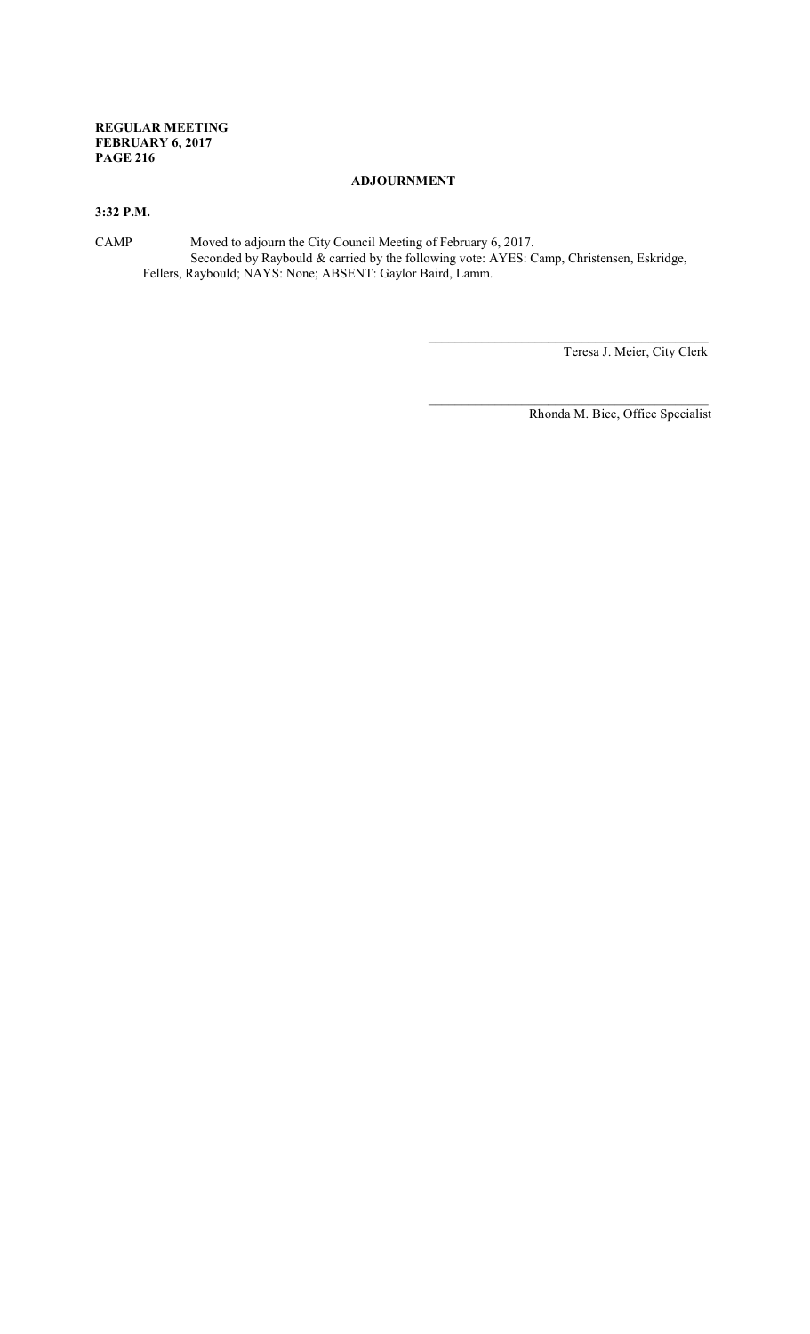## ADJOURNMENT

**3:32 P.M.**

CAMP Moved to adjourn the City Council Meeting of February 6, 2017.
Seconded by Raybould & carried by the following vote: AYES: Camp, Christensen, Eskridge, Fellers, Raybould; NAYS: None; ABSENT: Gaylor Baird, Lamm.

\_\_\_\_\_\_\_\_\_\_\_\_\_\_\_\_\_\_\_\_\_\_\_\_\_\_\_\_\_\_\_\_\_\_\_\_\_\_\_\_\_\_
Teresa J. Meier, City Clerk

\_\_\_\_\_\_\_\_\_\_\_\_\_\_\_\_\_\_\_\_\_\_\_\_\_\_\_\_\_\_\_\_\_\_\_\_\_\_\_\_\_\_
Rhonda M. Bice, Office Specialist